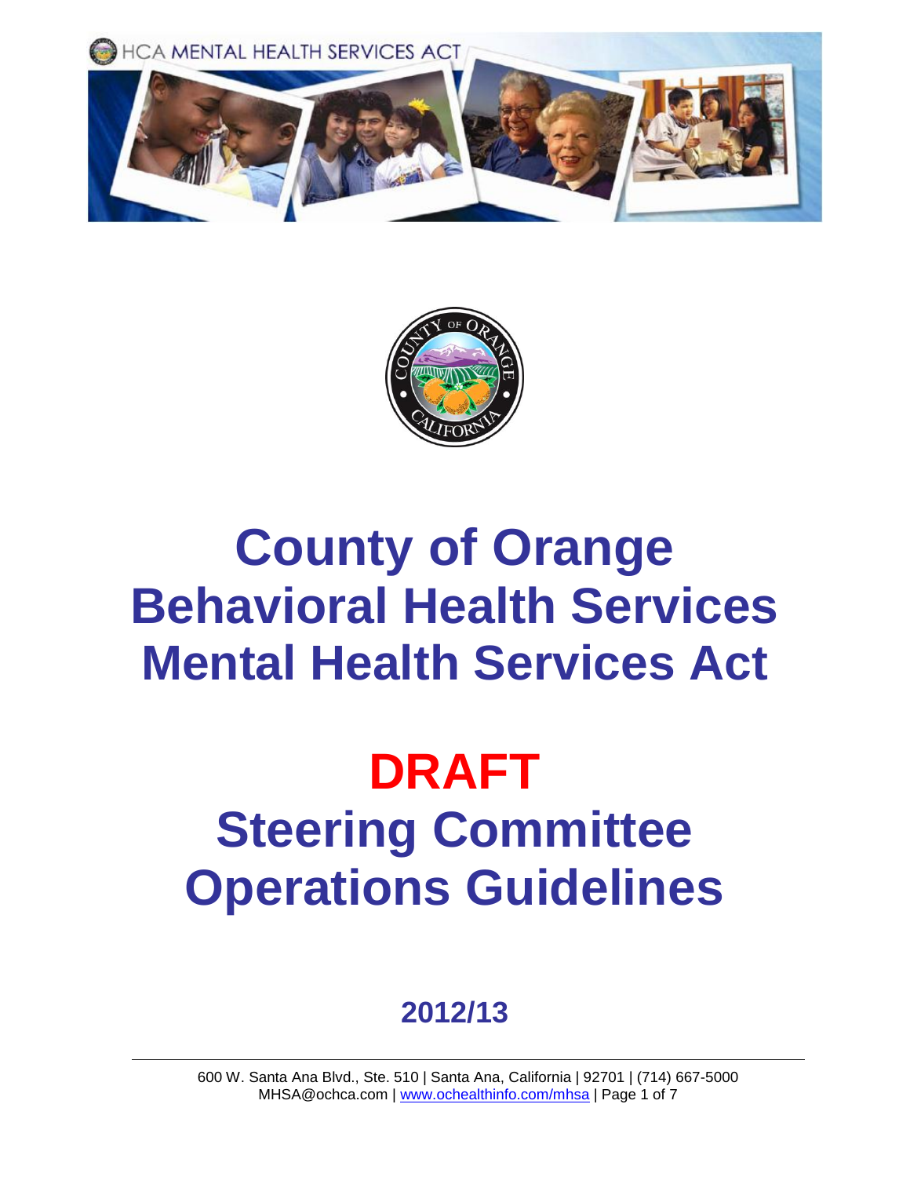HCA MENTAL HEALTH SERVICES ACT

# County of Orange Behavioral Health Services Mental Health Services Act

# DRAFT

# Steering Committee Operations Guidelines

## 2012/13

600 W. Santa Ana Blvd., Ste. 510 | Santa Ana, California | 92701 | (714) 667-5000
MHSA@ochca.com | www.ochealthinfo.com/mhsa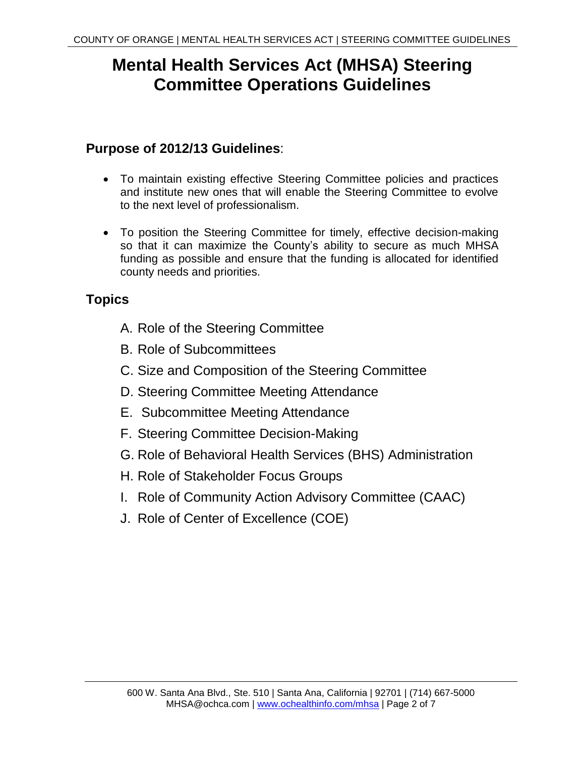# Mental Health Services Act (MHSA) Steering Committee Operations Guidelines

## Purpose of 2012/13 Guidelines:

- To maintain existing effective Steering Committee policies and practices and institute new ones that will enable the Steering Committee to evolve to the next level of professionalism.
- To position the Steering Committee for timely, effective decision-making so that it can maximize the County's ability to secure as much MHSA funding as possible and ensure that the funding is allocated for identified county needs and priorities.

## Topics

A. Role of the Steering Committee

B. Role of Subcommittees

C. Size and Composition of the Steering Committee

D. Steering Committee Meeting Attendance

E. Subcommittee Meeting Attendance

F. Steering Committee Decision-Making

G. Role of Behavioral Health Services (BHS) Administration

H. Role of Stakeholder Focus Groups

I. Role of Community Action Advisory Committee (CAAC)

J. Role of Center of Excellence (COE)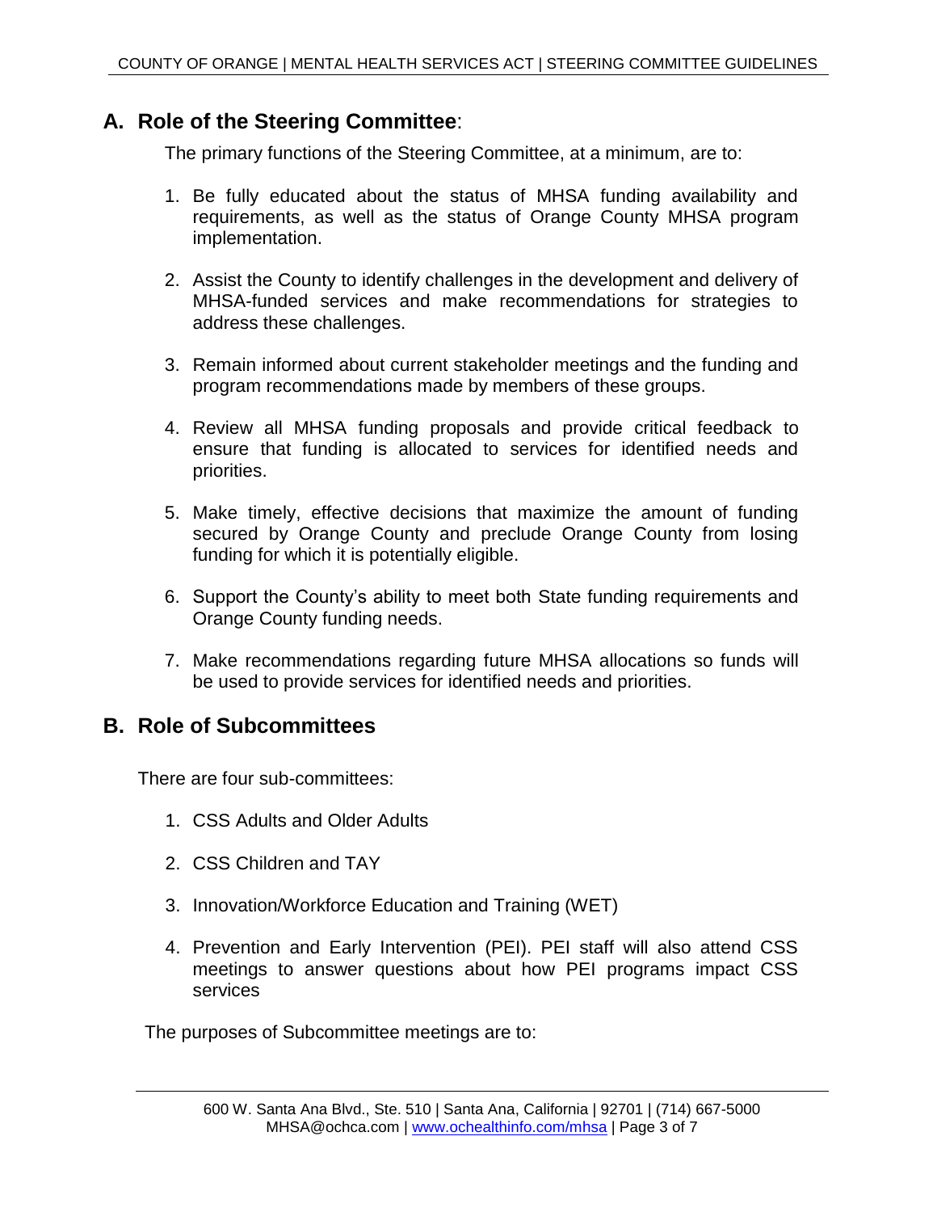## A. Role of the Steering Committee:

The primary functions of the Steering Committee, at a minimum, are to:

1. Be fully educated about the status of MHSA funding availability and requirements, as well as the status of Orange County MHSA program implementation.

2. Assist the County to identify challenges in the development and delivery of MHSA-funded services and make recommendations for strategies to address these challenges.

3. Remain informed about current stakeholder meetings and the funding and program recommendations made by members of these groups.

4. Review all MHSA funding proposals and provide critical feedback to ensure that funding is allocated to services for identified needs and priorities.

5. Make timely, effective decisions that maximize the amount of funding secured by Orange County and preclude Orange County from losing funding for which it is potentially eligible.

6. Support the County's ability to meet both State funding requirements and Orange County funding needs.

7. Make recommendations regarding future MHSA allocations so funds will be used to provide services for identified needs and priorities.

## B. Role of Subcommittees

There are four sub-committees:

1. CSS Adults and Older Adults

2. CSS Children and TAY

3. Innovation/Workforce Education and Training (WET)

4. Prevention and Early Intervention (PEI). PEI staff will also attend CSS meetings to answer questions about how PEI programs impact CSS services

The purposes of Subcommittee meetings are to: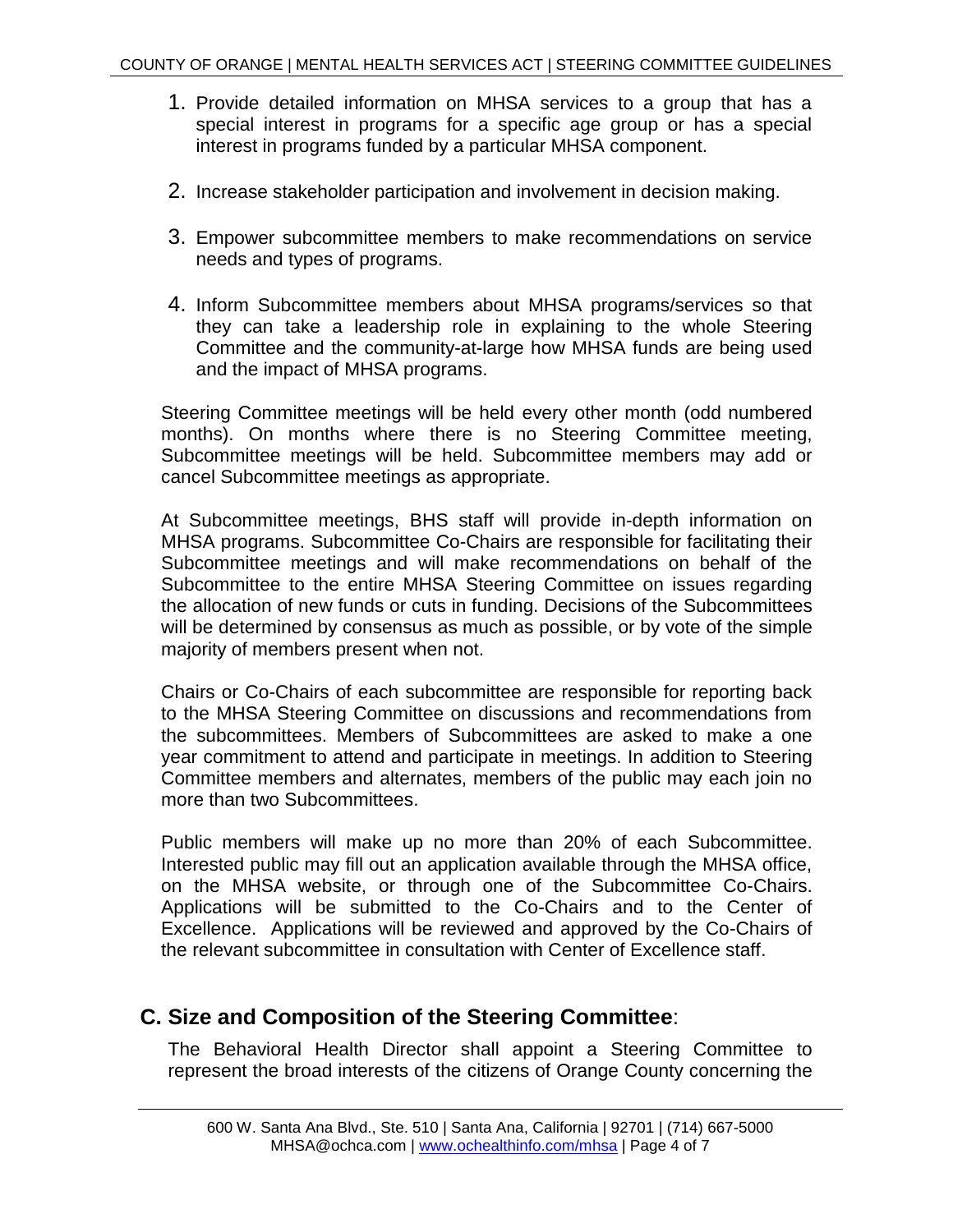1. Provide detailed information on MHSA services to a group that has a special interest in programs for a specific age group or has a special interest in programs funded by a particular MHSA component.

2. Increase stakeholder participation and involvement in decision making.

3. Empower subcommittee members to make recommendations on service needs and types of programs.

4. Inform Subcommittee members about MHSA programs/services so that they can take a leadership role in explaining to the whole Steering Committee and the community-at-large how MHSA funds are being used and the impact of MHSA programs.

Steering Committee meetings will be held every other month (odd numbered months). On months where there is no Steering Committee meeting, Subcommittee meetings will be held. Subcommittee members may add or cancel Subcommittee meetings as appropriate.

At Subcommittee meetings, BHS staff will provide in-depth information on MHSA programs. Subcommittee Co-Chairs are responsible for facilitating their Subcommittee meetings and will make recommendations on behalf of the Subcommittee to the entire MHSA Steering Committee on issues regarding the allocation of new funds or cuts in funding. Decisions of the Subcommittees will be determined by consensus as much as possible, or by vote of the simple majority of members present when not.

Chairs or Co-Chairs of each subcommittee are responsible for reporting back to the MHSA Steering Committee on discussions and recommendations from the subcommittees. Members of Subcommittees are asked to make a one year commitment to attend and participate in meetings. In addition to Steering Committee members and alternates, members of the public may each join no more than two Subcommittees.

Public members will make up no more than 20% of each Subcommittee. Interested public may fill out an application available through the MHSA office, on the MHSA website, or through one of the Subcommittee Co-Chairs. Applications will be submitted to the Co-Chairs and to the Center of Excellence. Applications will be reviewed and approved by the Co-Chairs of the relevant subcommittee in consultation with Center of Excellence staff.

## C. Size and Composition of the Steering Committee:

The Behavioral Health Director shall appoint a Steering Committee to represent the broad interests of the citizens of Orange County concerning the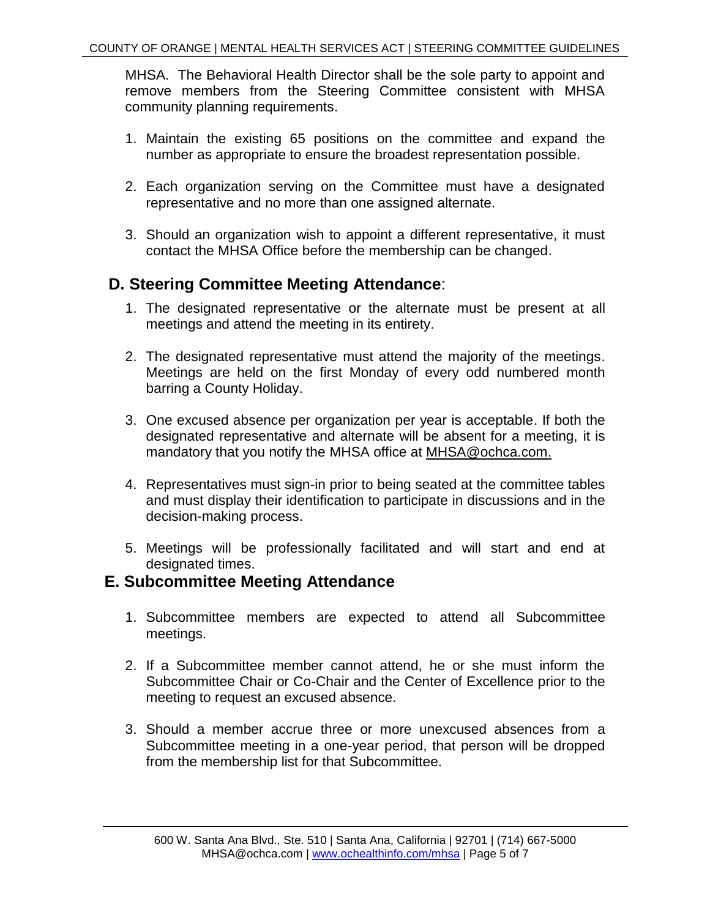MHSA. The Behavioral Health Director shall be the sole party to appoint and remove members from the Steering Committee consistent with MHSA community planning requirements.

1. Maintain the existing 65 positions on the committee and expand the number as appropriate to ensure the broadest representation possible.

2. Each organization serving on the Committee must have a designated representative and no more than one assigned alternate.

3. Should an organization wish to appoint a different representative, it must contact the MHSA Office before the membership can be changed.

## D. Steering Committee Meeting Attendance:

1. The designated representative or the alternate must be present at all meetings and attend the meeting in its entirety.

2. The designated representative must attend the majority of the meetings. Meetings are held on the first Monday of every odd numbered month barring a County Holiday.

3. One excused absence per organization per year is acceptable. If both the designated representative and alternate will be absent for a meeting, it is mandatory that you notify the MHSA office at MHSA@ochca.com.

4. Representatives must sign-in prior to being seated at the committee tables and must display their identification to participate in discussions and in the decision-making process.

5. Meetings will be professionally facilitated and will start and end at designated times.

## E. Subcommittee Meeting Attendance

1. Subcommittee members are expected to attend all Subcommittee meetings.

2. If a Subcommittee member cannot attend, he or she must inform the Subcommittee Chair or Co-Chair and the Center of Excellence prior to the meeting to request an excused absence.

3. Should a member accrue three or more unexcused absences from a Subcommittee meeting in a one-year period, that person will be dropped from the membership list for that Subcommittee.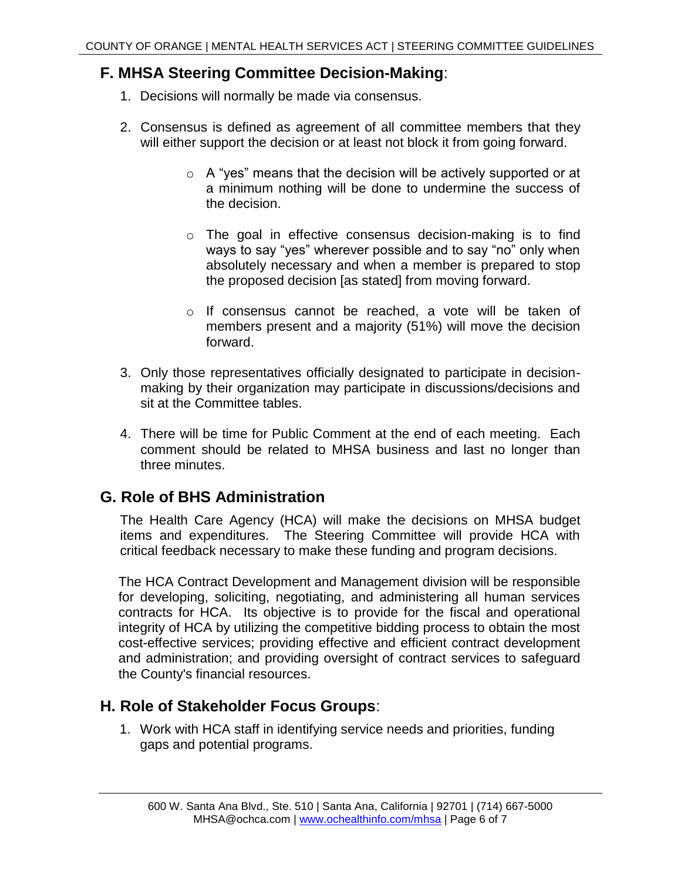## F. MHSA Steering Committee Decision-Making:

1. Decisions will normally be made via consensus.

2. Consensus is defined as agreement of all committee members that they will either support the decision or at least not block it from going forward.

   - A "yes" means that the decision will be actively supported or at a minimum nothing will be done to undermine the success of the decision.

   - The goal in effective consensus decision-making is to find ways to say "yes" wherever possible and to say "no" only when absolutely necessary and when a member is prepared to stop the proposed decision [as stated] from moving forward.

   - If consensus cannot be reached, a vote will be taken of members present and a majority (51%) will move the decision forward.

3. Only those representatives officially designated to participate in decision-making by their organization may participate in discussions/decisions and sit at the Committee tables.

4. There will be time for Public Comment at the end of each meeting. Each comment should be related to MHSA business and last no longer than three minutes.

## G. Role of BHS Administration

The Health Care Agency (HCA) will make the decisions on MHSA budget items and expenditures. The Steering Committee will provide HCA with critical feedback necessary to make these funding and program decisions.

The HCA Contract Development and Management division will be responsible for developing, soliciting, negotiating, and administering all human services contracts for HCA. Its objective is to provide for the fiscal and operational integrity of HCA by utilizing the competitive bidding process to obtain the most cost-effective services; providing effective and efficient contract development and administration; and providing oversight of contract services to safeguard the County's financial resources.

## H. Role of Stakeholder Focus Groups:

1. Work with HCA staff in identifying service needs and priorities, funding gaps and potential programs.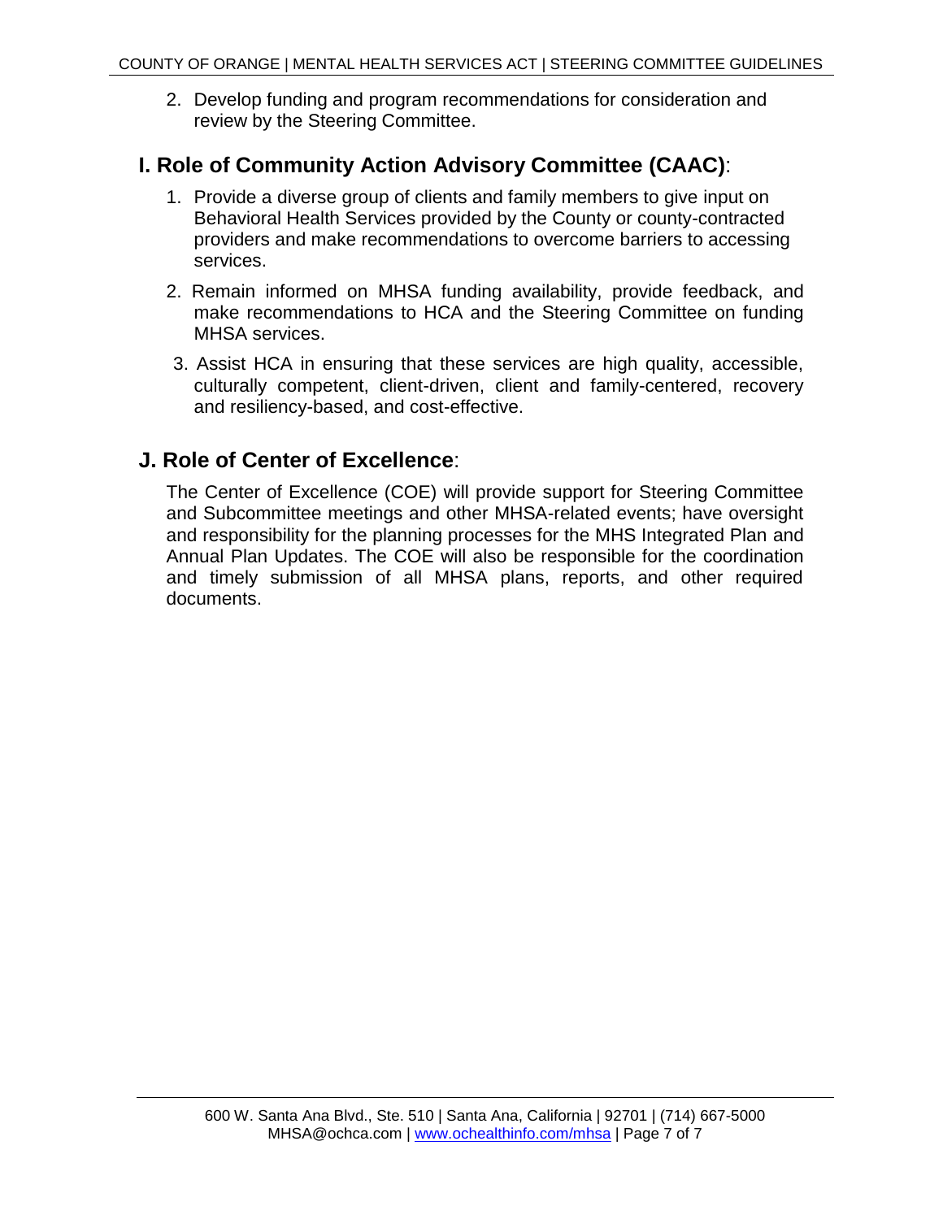2. Develop funding and program recommendations for consideration and review by the Steering Committee.

## I. Role of Community Action Advisory Committee (CAAC):

1. Provide a diverse group of clients and family members to give input on Behavioral Health Services provided by the County or county-contracted providers and make recommendations to overcome barriers to accessing services.
2. Remain informed on MHSA funding availability, provide feedback, and make recommendations to HCA and the Steering Committee on funding MHSA services.
3. Assist HCA in ensuring that these services are high quality, accessible, culturally competent, client-driven, client and family-centered, recovery and resiliency-based, and cost-effective.

## J. Role of Center of Excellence:

The Center of Excellence (COE) will provide support for Steering Committee and Subcommittee meetings and other MHSA-related events; have oversight and responsibility for the planning processes for the MHS Integrated Plan and Annual Plan Updates. The COE will also be responsible for the coordination and timely submission of all MHSA plans, reports, and other required documents.